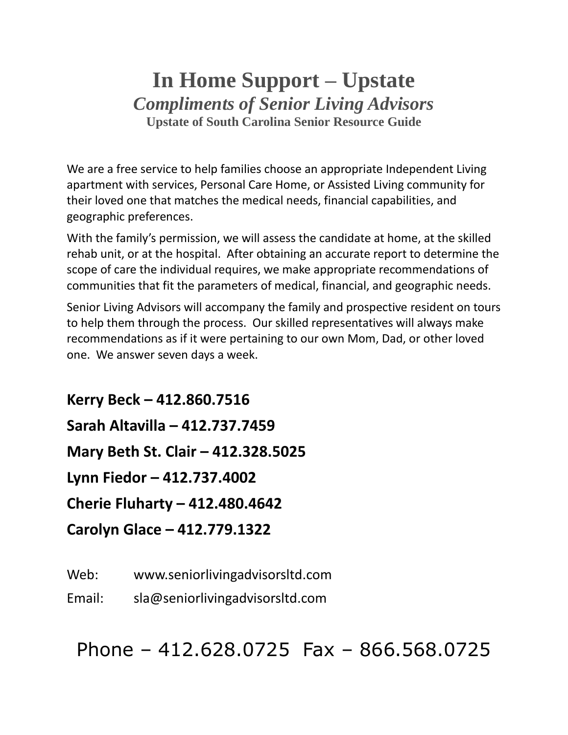# In Home Support – Upstate

## *Compliments of Senior Living Advisors*

### Upstate of South Carolina Senior Resource Guide

We are a free service to help families choose an appropriate Independent Living apartment with services, Personal Care Home, or Assisted Living community for their loved one that matches the medical needs, financial capabilities, and geographic preferences.

With the family's permission, we will assess the candidate at home, at the skilled rehab unit, or at the hospital. After obtaining an accurate report to determine the scope of care the individual requires, we make appropriate recommendations of communities that fit the parameters of medical, financial, and geographic needs.

Senior Living Advisors will accompany the family and prospective resident on tours to help them through the process. Our skilled representatives will always make recommendations as if it were pertaining to our own Mom, Dad, or other loved one. We answer seven days a week.

**Kerry Beck – 412.860.7516**

**Sarah Altavilla – 412.737.7459**

**Mary Beth St. Clair – 412.328.5025**

**Lynn Fiedor – 412.737.4002**

**Cherie Fluharty – 412.480.4642**

**Carolyn Glace – 412.779.1322**

Web: www.seniorlivingadvisorsltd.com

Email: sla@seniorlivingadvisorsltd.com

Phone – 412.628.0725 Fax – 866.568.0725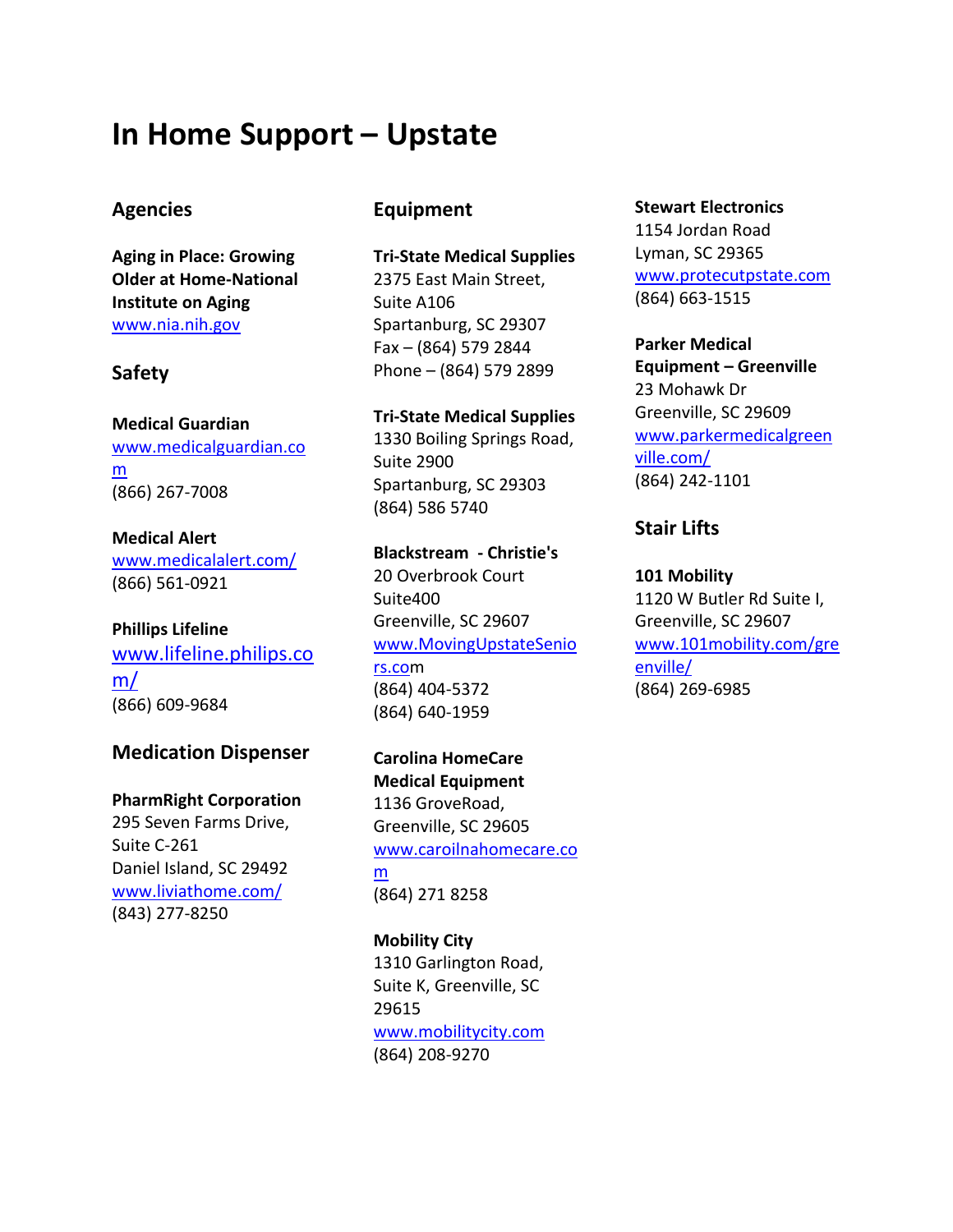# In Home Support – Upstate

## Agencies

**Aging in Place: Growing Older at Home-National Institute on Aging**
www.nia.nih.gov

## Safety

**Medical Guardian**
www.medicalguardian.com
(866) 267-7008

**Medical Alert**
www.medicalalert.com/
(866) 561-0921

**Phillips Lifeline**
www.lifeline.philips.com/
(866) 609-9684

## Medication Dispenser

**PharmRight Corporation**
295 Seven Farms Drive,
Suite C-261
Daniel Island, SC 29492
www.liviathome.com/
(843) 277-8250

## Equipment

**Tri-State Medical Supplies**
2375 East Main Street,
Suite A106
Spartanburg, SC 29307
Fax – (864) 579 2844
Phone – (864) 579 2899

**Tri-State Medical Supplies**
1330 Boiling Springs Road,
Suite 2900
Spartanburg, SC 29303
(864) 586 5740

**Blackstream - Christie's**
20 Overbrook Court
Suite400
Greenville, SC 29607
www.MovingUpstateSeniors.com
(864) 404-5372
(864) 640-1959

**Carolina HomeCare Medical Equipment**
1136 GroveRoad,
Greenville, SC 29605
www.caroilnahomecare.com
(864) 271 8258

**Mobility City**
1310 Garlington Road,
Suite K, Greenville, SC 29615
www.mobilitycity.com
(864) 208-9270

**Stewart Electronics**
1154 Jordan Road
Lyman, SC 29365
www.protecutpstate.com
(864) 663-1515

**Parker Medical Equipment – Greenville**
23 Mohawk Dr
Greenville, SC 29609
www.parkermedicalgreenville.com/
(864) 242-1101

## Stair Lifts

**101 Mobility**
1120 W Butler Rd Suite I,
Greenville, SC 29607
www.101mobility.com/greenville/
(864) 269-6985